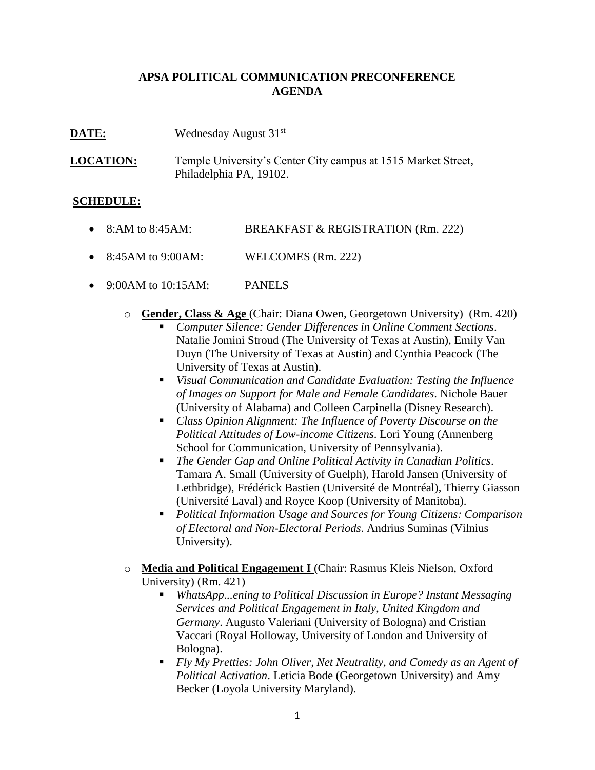# APSA POLITICAL COMMUNICATION PRECONFERENCE AGENDA

**DATE:** Wednesday August 31st

**LOCATION:** Temple University's Center City campus at 1515 Market Street, Philadelphia PA, 19102.

**SCHEDULE:**

- 8:AM to 8:45AM: BREAKFAST & REGISTRATION (Rm. 222)
- 8:45AM to 9:00AM: WELCOMES (Rm. 222)
- 9:00AM to 10:15AM: PANELS
  - **Gender, Class & Age** (Chair: Diana Owen, Georgetown University) (Rm. 420)
    - *Computer Silence: Gender Differences in Online Comment Sections*. Natalie Jomini Stroud (The University of Texas at Austin), Emily Van Duyn (The University of Texas at Austin) and Cynthia Peacock (The University of Texas at Austin).
    - *Visual Communication and Candidate Evaluation: Testing the Influence of Images on Support for Male and Female Candidates*. Nichole Bauer (University of Alabama) and Colleen Carpinella (Disney Research).
    - *Class Opinion Alignment: The Influence of Poverty Discourse on the Political Attitudes of Low-income Citizens*. Lori Young (Annenberg School for Communication, University of Pennsylvania).
    - *The Gender Gap and Online Political Activity in Canadian Politics*. Tamara A. Small (University of Guelph), Harold Jansen (University of Lethbridge), Frédérick Bastien (Université de Montréal), Thierry Giasson (Université Laval) and Royce Koop (University of Manitoba).
    - *Political Information Usage and Sources for Young Citizens: Comparison of Electoral and Non-Electoral Periods*. Andrius Suminas (Vilnius University).
  - **Media and Political Engagement I** (Chair: Rasmus Kleis Nielson, Oxford University) (Rm. 421)
    - *WhatsApp...ening to Political Discussion in Europe? Instant Messaging Services and Political Engagement in Italy, United Kingdom and Germany*. Augusto Valeriani (University of Bologna) and Cristian Vaccari (Royal Holloway, University of London and University of Bologna).
    - *Fly My Pretties: John Oliver, Net Neutrality, and Comedy as an Agent of Political Activation*. Leticia Bode (Georgetown University) and Amy Becker (Loyola University Maryland).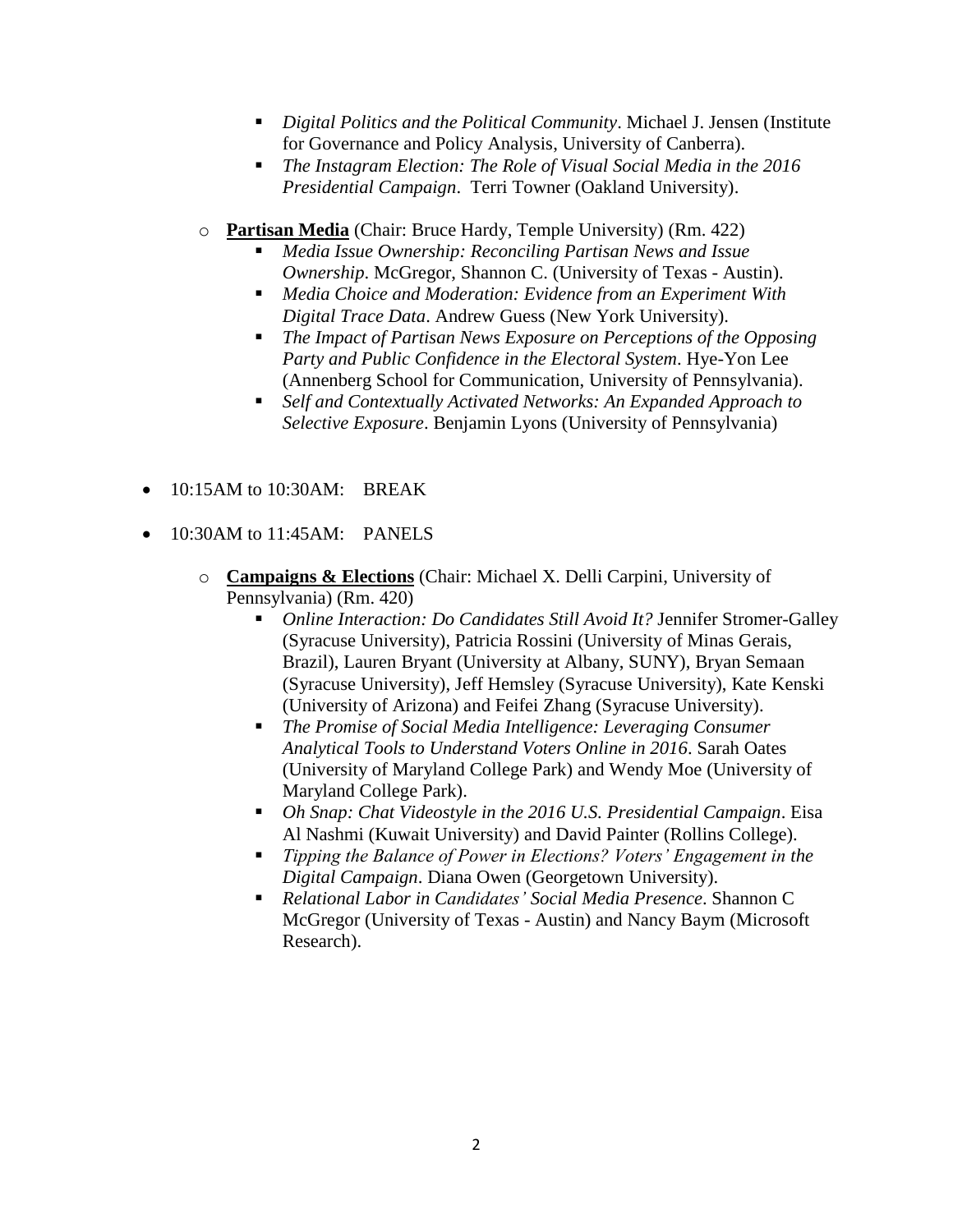- *Digital Politics and the Political Community*. Michael J. Jensen (Institute for Governance and Policy Analysis, University of Canberra).
  - *The Instagram Election: The Role of Visual Social Media in the 2016 Presidential Campaign*. Terri Towner (Oakland University).

- **Partisan Media** (Chair: Bruce Hardy, Temple University) (Rm. 422)
  - *Media Issue Ownership: Reconciling Partisan News and Issue Ownership*. McGregor, Shannon C. (University of Texas - Austin).
  - *Media Choice and Moderation: Evidence from an Experiment With Digital Trace Data*. Andrew Guess (New York University).
  - *The Impact of Partisan News Exposure on Perceptions of the Opposing Party and Public Confidence in the Electoral System*. Hye-Yon Lee (Annenberg School for Communication, University of Pennsylvania).
  - *Self and Contextually Activated Networks: An Expanded Approach to Selective Exposure*. Benjamin Lyons (University of Pennsylvania)

- 10:15AM to 10:30AM: BREAK

- 10:30AM to 11:45AM: PANELS

  - **Campaigns & Elections** (Chair: Michael X. Delli Carpini, University of Pennsylvania) (Rm. 420)
    - *Online Interaction: Do Candidates Still Avoid It?* Jennifer Stromer-Galley (Syracuse University), Patricia Rossini (University of Minas Gerais, Brazil), Lauren Bryant (University at Albany, SUNY), Bryan Semaan (Syracuse University), Jeff Hemsley (Syracuse University), Kate Kenski (University of Arizona) and Feifei Zhang (Syracuse University).
    - *The Promise of Social Media Intelligence: Leveraging Consumer Analytical Tools to Understand Voters Online in 2016*. Sarah Oates (University of Maryland College Park) and Wendy Moe (University of Maryland College Park).
    - *Oh Snap: Chat Videostyle in the 2016 U.S. Presidential Campaign*. Eisa Al Nashmi (Kuwait University) and David Painter (Rollins College).
    - *Tipping the Balance of Power in Elections? Voters' Engagement in the Digital Campaign*. Diana Owen (Georgetown University).
    - *Relational Labor in Candidates' Social Media Presence*. Shannon C McGregor (University of Texas - Austin) and Nancy Baym (Microsoft Research).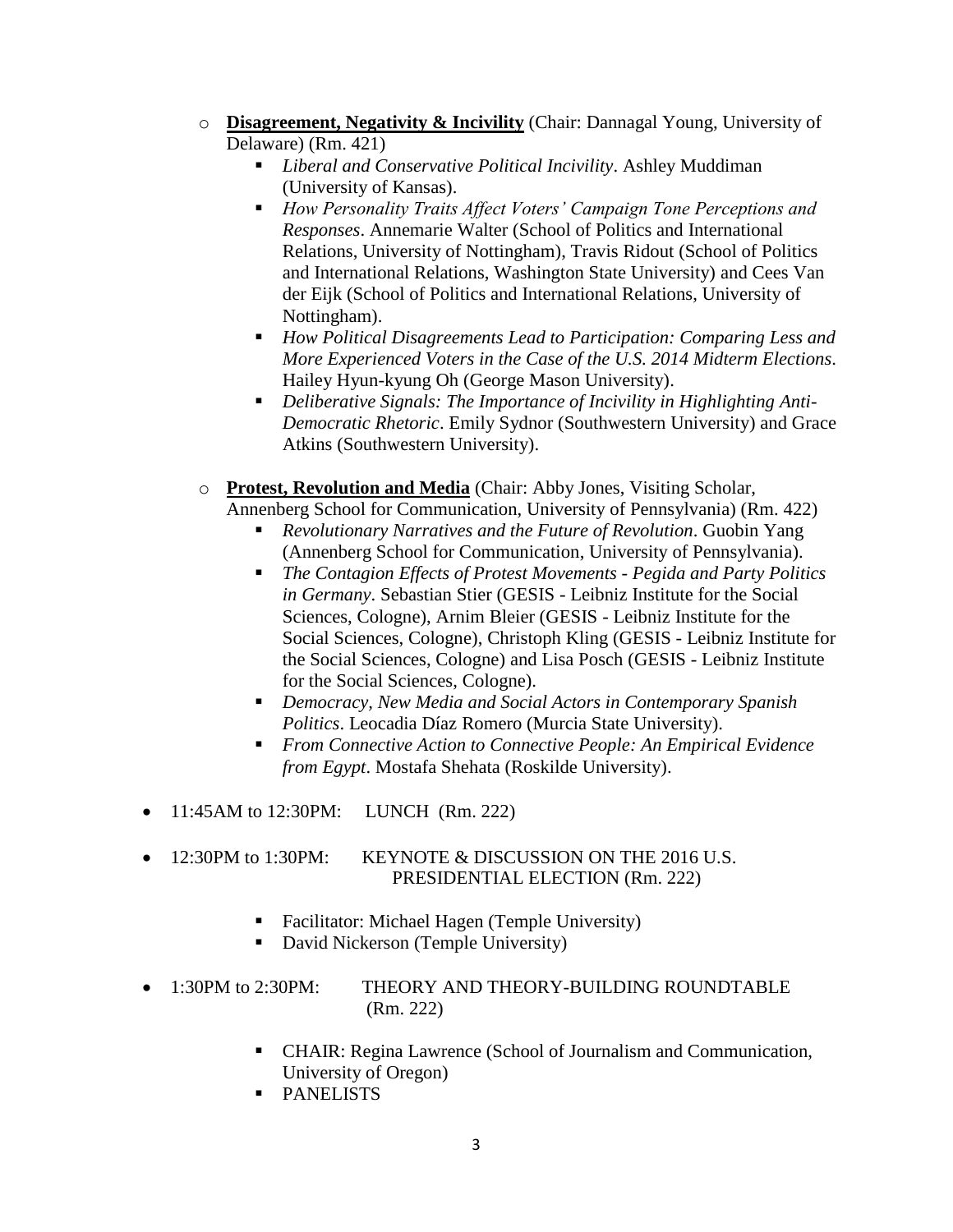- **Disagreement, Negativity & Incivility** (Chair: Dannagal Young, University of Delaware) (Rm. 421)
  - *Liberal and Conservative Political Incivility*. Ashley Muddiman (University of Kansas).
  - *How Personality Traits Affect Voters' Campaign Tone Perceptions and Responses*. Annemarie Walter (School of Politics and International Relations, University of Nottingham), Travis Ridout (School of Politics and International Relations, Washington State University) and Cees Van der Eijk (School of Politics and International Relations, University of Nottingham).
  - *How Political Disagreements Lead to Participation: Comparing Less and More Experienced Voters in the Case of the U.S. 2014 Midterm Elections*. Hailey Hyun-kyung Oh (George Mason University).
  - *Deliberative Signals: The Importance of Incivility in Highlighting Anti-Democratic Rhetoric*. Emily Sydnor (Southwestern University) and Grace Atkins (Southwestern University).

- **Protest, Revolution and Media** (Chair: Abby Jones, Visiting Scholar, Annenberg School for Communication, University of Pennsylvania) (Rm. 422)
  - *Revolutionary Narratives and the Future of Revolution*. Guobin Yang (Annenberg School for Communication, University of Pennsylvania).
  - *The Contagion Effects of Protest Movements - Pegida and Party Politics in Germany*. Sebastian Stier (GESIS - Leibniz Institute for the Social Sciences, Cologne), Arnim Bleier (GESIS - Leibniz Institute for the Social Sciences, Cologne), Christoph Kling (GESIS - Leibniz Institute for the Social Sciences, Cologne) and Lisa Posch (GESIS - Leibniz Institute for the Social Sciences, Cologne).
  - *Democracy, New Media and Social Actors in Contemporary Spanish Politics*. Leocadia Díaz Romero (Murcia State University).
  - *From Connective Action to Connective People: An Empirical Evidence from Egypt*. Mostafa Shehata (Roskilde University).

- 11:45AM to 12:30PM: LUNCH (Rm. 222)

- 12:30PM to 1:30PM: KEYNOTE & DISCUSSION ON THE 2016 U.S. PRESIDENTIAL ELECTION (Rm. 222)
  - Facilitator: Michael Hagen (Temple University)
  - David Nickerson (Temple University)

- 1:30PM to 2:30PM: THEORY AND THEORY-BUILDING ROUNDTABLE (Rm. 222)
  - CHAIR: Regina Lawrence (School of Journalism and Communication, University of Oregon)
  - PANELISTS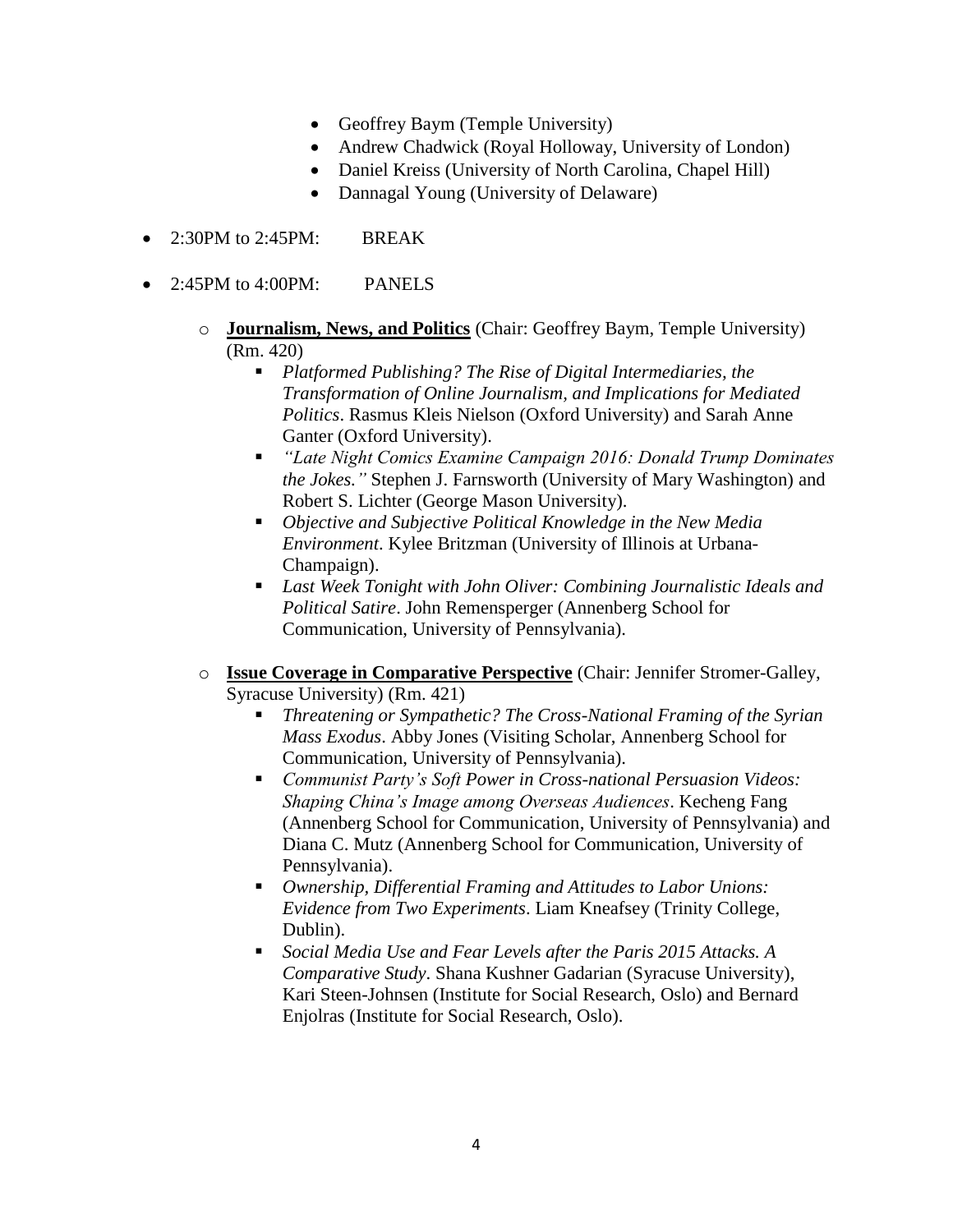- Geoffrey Baym (Temple University)
- Andrew Chadwick (Royal Holloway, University of London)
- Daniel Kreiss (University of North Carolina, Chapel Hill)
- Dannagal Young (University of Delaware)

- 2:30PM to 2:45PM: BREAK

- 2:45PM to 4:00PM: PANELS

  - **Journalism, News, and Politics** (Chair: Geoffrey Baym, Temple University) (Rm. 420)
    - *Platformed Publishing? The Rise of Digital Intermediaries, the Transformation of Online Journalism, and Implications for Mediated Politics*. Rasmus Kleis Nielson (Oxford University) and Sarah Anne Ganter (Oxford University).
    - *"Late Night Comics Examine Campaign 2016: Donald Trump Dominates the Jokes."* Stephen J. Farnsworth (University of Mary Washington) and Robert S. Lichter (George Mason University).
    - *Objective and Subjective Political Knowledge in the New Media Environment*. Kylee Britzman (University of Illinois at Urbana-Champaign).
    - *Last Week Tonight with John Oliver: Combining Journalistic Ideals and Political Satire*. John Remensperger (Annenberg School for Communication, University of Pennsylvania).

  - **Issue Coverage in Comparative Perspective** (Chair: Jennifer Stromer-Galley, Syracuse University) (Rm. 421)
    - *Threatening or Sympathetic? The Cross-National Framing of the Syrian Mass Exodus*. Abby Jones (Visiting Scholar, Annenberg School for Communication, University of Pennsylvania).
    - *Communist Party's Soft Power in Cross-national Persuasion Videos: Shaping China's Image among Overseas Audiences*. Kecheng Fang (Annenberg School for Communication, University of Pennsylvania) and Diana C. Mutz (Annenberg School for Communication, University of Pennsylvania).
    - *Ownership, Differential Framing and Attitudes to Labor Unions: Evidence from Two Experiments*. Liam Kneafsey (Trinity College, Dublin).
    - *Social Media Use and Fear Levels after the Paris 2015 Attacks. A Comparative Study*. Shana Kushner Gadarian (Syracuse University), Kari Steen-Johnsen (Institute for Social Research, Oslo) and Bernard Enjolras (Institute for Social Research, Oslo).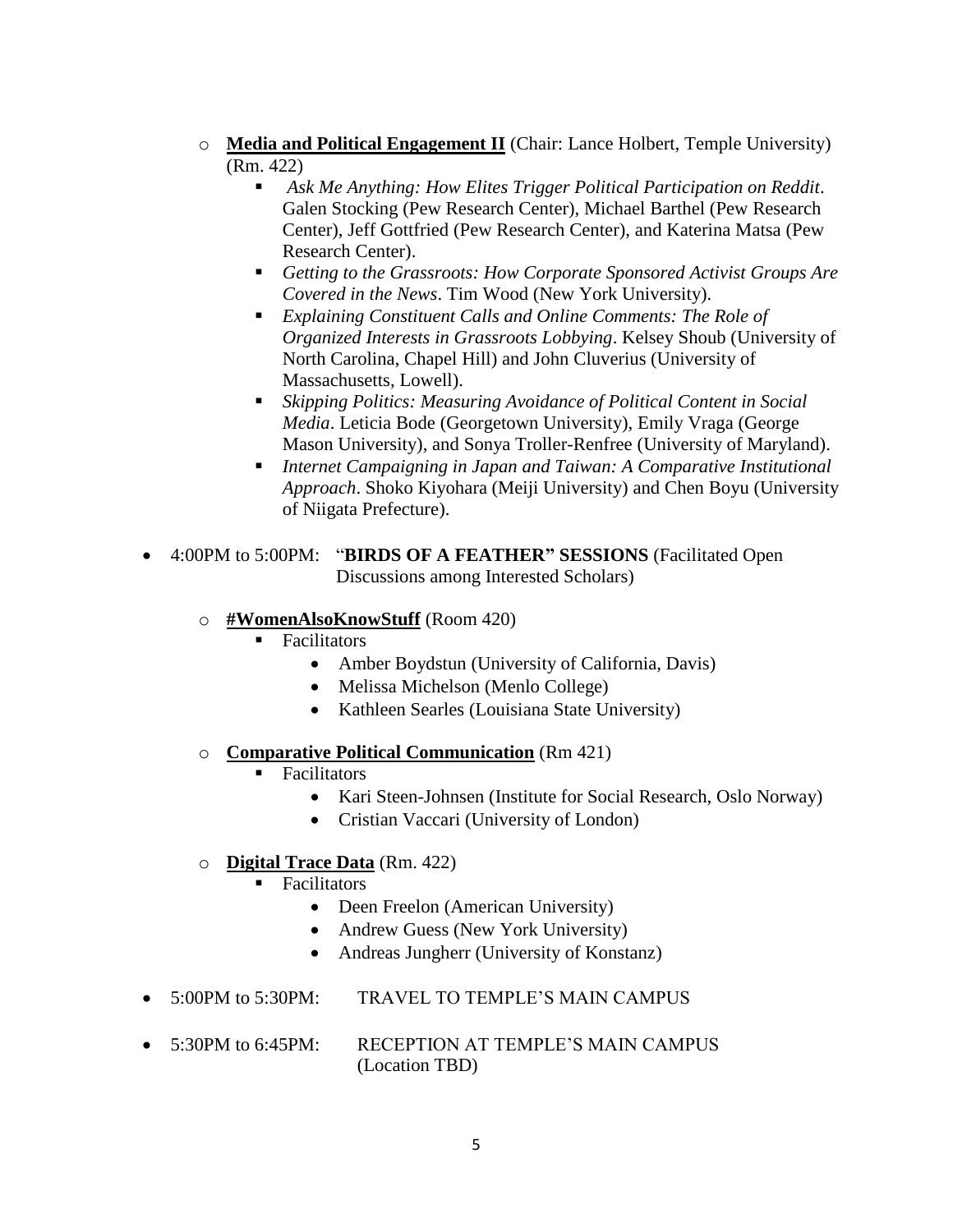- **Media and Political Engagement II** (Chair: Lance Holbert, Temple University) (Rm. 422)
  - *Ask Me Anything: How Elites Trigger Political Participation on Reddit*. Galen Stocking (Pew Research Center), Michael Barthel (Pew Research Center), Jeff Gottfried (Pew Research Center), and Katerina Matsa (Pew Research Center).
  - *Getting to the Grassroots: How Corporate Sponsored Activist Groups Are Covered in the News*. Tim Wood (New York University).
  - *Explaining Constituent Calls and Online Comments: The Role of Organized Interests in Grassroots Lobbying*. Kelsey Shoub (University of North Carolina, Chapel Hill) and John Cluverius (University of Massachusetts, Lowell).
  - *Skipping Politics: Measuring Avoidance of Political Content in Social Media*. Leticia Bode (Georgetown University), Emily Vraga (George Mason University), and Sonya Troller-Renfree (University of Maryland).
  - *Internet Campaigning in Japan and Taiwan: A Comparative Institutional Approach*. Shoko Kiyohara (Meiji University) and Chen Boyu (University of Niigata Prefecture).

- 4:00PM to 5:00PM: "**BIRDS OF A FEATHER" SESSIONS** (Facilitated Open Discussions among Interested Scholars)
  - **#WomenAlsoKnowStuff** (Room 420)
    - Facilitators
      - Amber Boydstun (University of California, Davis)
      - Melissa Michelson (Menlo College)
      - Kathleen Searles (Louisiana State University)
  - **Comparative Political Communication** (Rm 421)
    - Facilitators
      - Kari Steen-Johnsen (Institute for Social Research, Oslo Norway)
      - Cristian Vaccari (University of London)
  - **Digital Trace Data** (Rm. 422)
    - Facilitators
      - Deen Freelon (American University)
      - Andrew Guess (New York University)
      - Andreas Jungherr (University of Konstanz)

- 5:00PM to 5:30PM: TRAVEL TO TEMPLE'S MAIN CAMPUS

- 5:30PM to 6:45PM: RECEPTION AT TEMPLE'S MAIN CAMPUS (Location TBD)